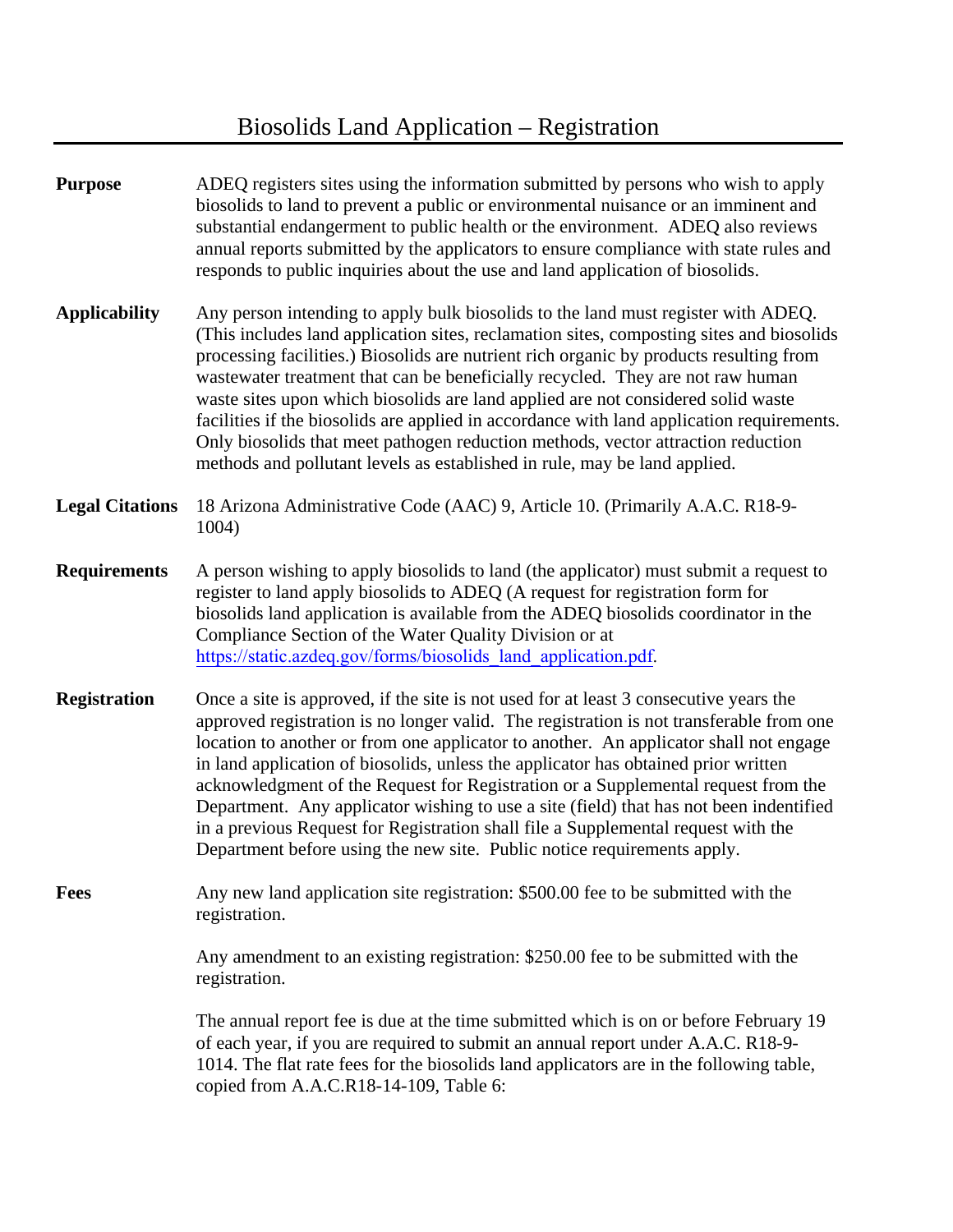# Biosolids Land Application – Registration

**Purpose**

ADEQ registers sites using the information submitted by persons who wish to apply biosolids to land to prevent a public or environmental nuisance or an imminent and substantial endangerment to public health or the environment. ADEQ also reviews annual reports submitted by the applicators to ensure compliance with state rules and responds to public inquiries about the use and land application of biosolids.

**Applicability**

Any person intending to apply bulk biosolids to the land must register with ADEQ. (This includes land application sites, reclamation sites, composting sites and biosolids processing facilities.) Biosolids are nutrient rich organic by products resulting from wastewater treatment that can be beneficially recycled. They are not raw human waste sites upon which biosolids are land applied are not considered solid waste facilities if the biosolids are applied in accordance with land application requirements. Only biosolids that meet pathogen reduction methods, vector attraction reduction methods and pollutant levels as established in rule, may be land applied.

**Legal Citations**

18 Arizona Administrative Code (AAC) 9, Article 10. (Primarily A.A.C. R18-9-1004)

**Requirements**

A person wishing to apply biosolids to land (the applicator) must submit a request to register to land apply biosolids to ADEQ (A request for registration form for biosolids land application is available from the ADEQ biosolids coordinator in the Compliance Section of the Water Quality Division or at https://static.azdeq.gov/forms/biosolids_land_application.pdf.

**Registration**

Once a site is approved, if the site is not used for at least 3 consecutive years the approved registration is no longer valid. The registration is not transferable from one location to another or from one applicator to another. An applicator shall not engage in land application of biosolids, unless the applicator has obtained prior written acknowledgment of the Request for Registration or a Supplemental request from the Department. Any applicator wishing to use a site (field) that has not been indentified in a previous Request for Registration shall file a Supplemental request with the Department before using the new site. Public notice requirements apply.

**Fees**

Any new land application site registration: $500.00 fee to be submitted with the registration.

Any amendment to an existing registration: $250.00 fee to be submitted with the registration.

The annual report fee is due at the time submitted which is on or before February 19 of each year, if you are required to submit an annual report under A.A.C. R18-9-1014. The flat rate fees for the biosolids land applicators are in the following table, copied from A.A.C.R18-14-109, Table 6: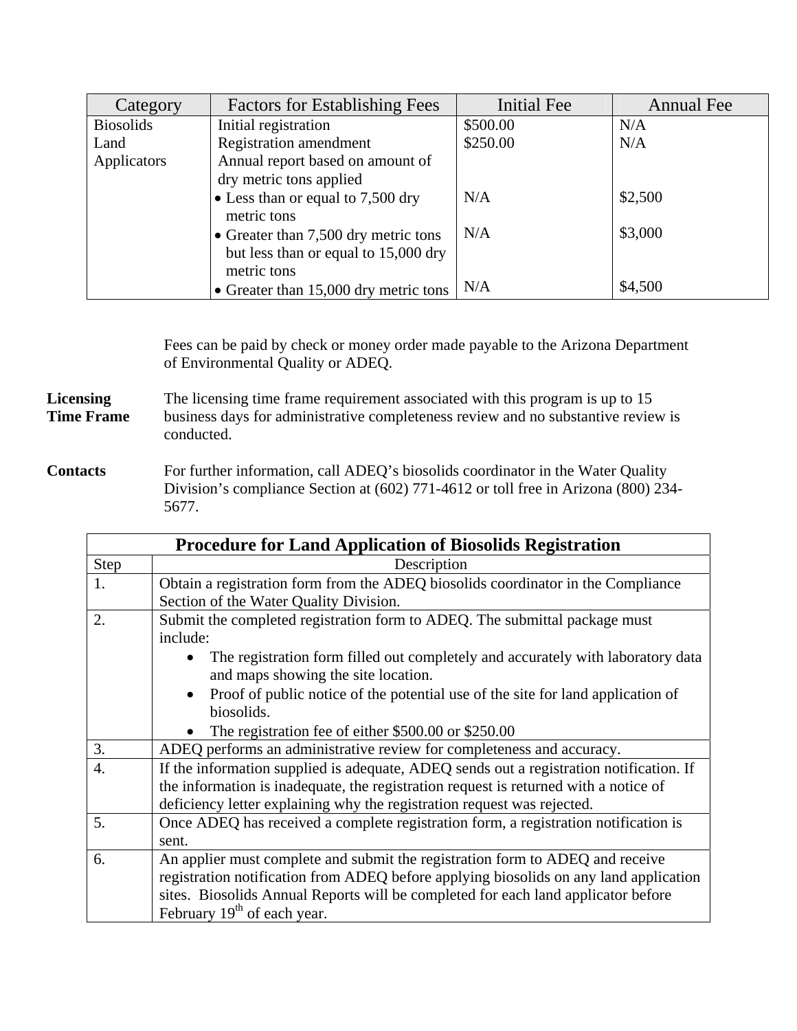| Category | Factors for Establishing Fees | Initial Fee | Annual Fee |
|---|---|---|---|
| Biosolids Land Applicators | Initial registration | $500.00 | N/A |
| | Registration amendment | $250.00 | N/A |
| | Annual report based on amount of dry metric tons applied | | |
| | • Less than or equal to 7,500 dry metric tons | N/A | $2,500 |
| | • Greater than 7,500 dry metric tons but less than or equal to 15,000 dry metric tons | N/A | $3,000 |
| | • Greater than 15,000 dry metric tons | N/A | $4,500 |

Fees can be paid by check or money order made payable to the Arizona Department of Environmental Quality or ADEQ.

**Licensing Time Frame** The licensing time frame requirement associated with this program is up to 15 business days for administrative completeness review and no substantive review is conducted.

**Contacts** For further information, call ADEQ's biosolids coordinator in the Water Quality Division's compliance Section at (602) 771-4612 or toll free in Arizona (800) 234-5677.

| Procedure for Land Application of Biosolids Registration | |
|---|---|
| Step | Description |
| 1. | Obtain a registration form from the ADEQ biosolids coordinator in the Compliance Section of the Water Quality Division. |
| 2. | Submit the completed registration form to ADEQ. The submittal package must include: • The registration form filled out completely and accurately with laboratory data and maps showing the site location. • Proof of public notice of the potential use of the site for land application of biosolids. • The registration fee of either $500.00 or $250.00 |
| 3. | ADEQ performs an administrative review for completeness and accuracy. |
| 4. | If the information supplied is adequate, ADEQ sends out a registration notification. If the information is inadequate, the registration request is returned with a notice of deficiency letter explaining why the registration request was rejected. |
| 5. | Once ADEQ has received a complete registration form, a registration notification is sent. |
| 6. | An applier must complete and submit the registration form to ADEQ and receive registration notification from ADEQ before applying biosolids on any land application sites. Biosolids Annual Reports will be completed for each land applicator before February 19th of each year. |